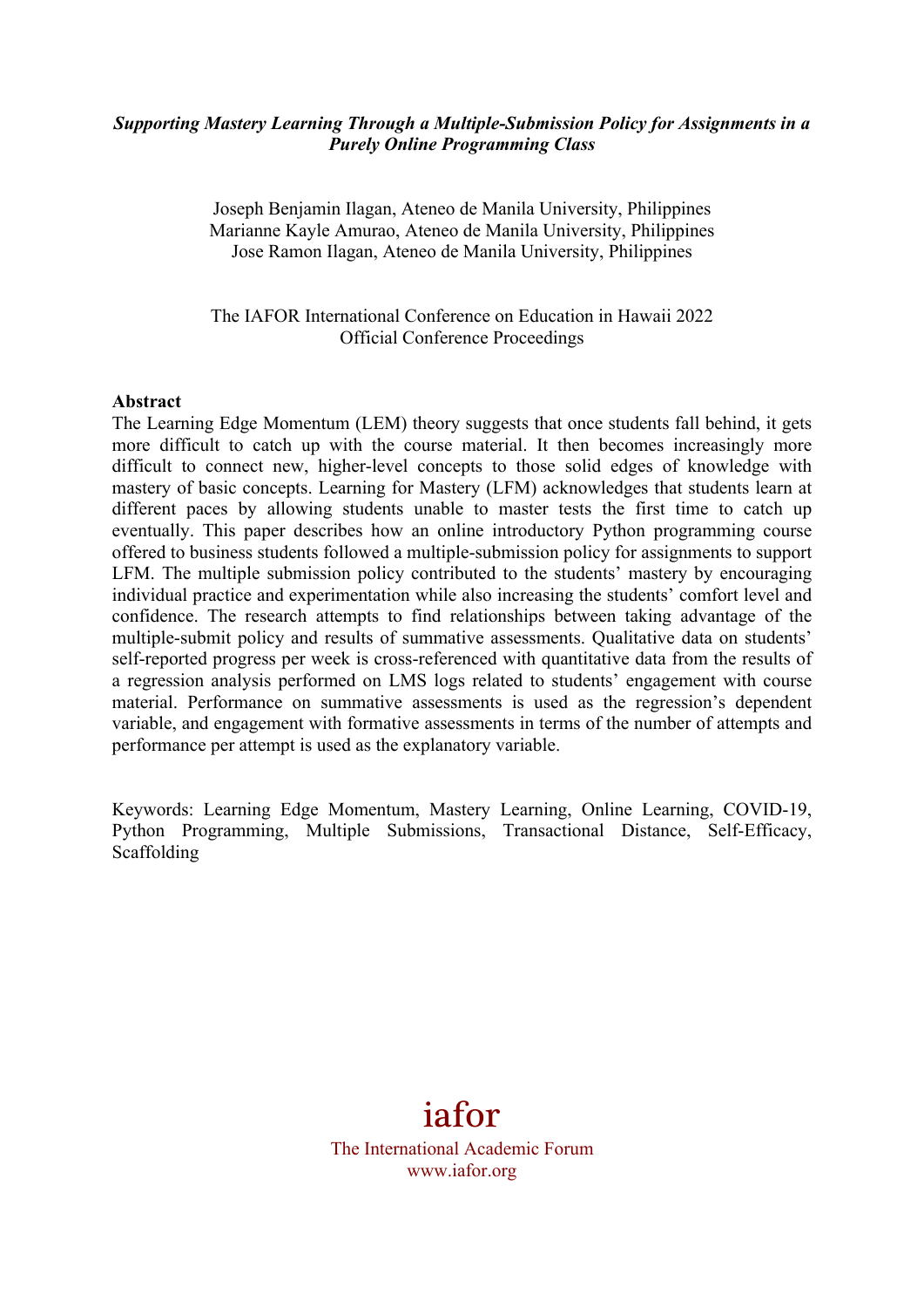***Supporting Mastery Learning Through a Multiple-Submission Policy for Assignments in a Purely Online Programming Class***

Joseph Benjamin Ilagan, Ateneo de Manila University, Philippines
Marianne Kayle Amurao, Ateneo de Manila University, Philippines
Jose Ramon Ilagan, Ateneo de Manila University, Philippines

The IAFOR International Conference on Education in Hawaii 2022
Official Conference Proceedings

**Abstract**

The Learning Edge Momentum (LEM) theory suggests that once students fall behind, it gets more difficult to catch up with the course material. It then becomes increasingly more difficult to connect new, higher-level concepts to those solid edges of knowledge with mastery of basic concepts. Learning for Mastery (LFM) acknowledges that students learn at different paces by allowing students unable to master tests the first time to catch up eventually. This paper describes how an online introductory Python programming course offered to business students followed a multiple-submission policy for assignments to support LFM. The multiple submission policy contributed to the students' mastery by encouraging individual practice and experimentation while also increasing the students' comfort level and confidence. The research attempts to find relationships between taking advantage of the multiple-submit policy and results of summative assessments. Qualitative data on students' self-reported progress per week is cross-referenced with quantitative data from the results of a regression analysis performed on LMS logs related to students' engagement with course material. Performance on summative assessments is used as the regression's dependent variable, and engagement with formative assessments in terms of the number of attempts and performance per attempt is used as the explanatory variable.

Keywords: Learning Edge Momentum, Mastery Learning, Online Learning, COVID-19, Python Programming, Multiple Submissions, Transactional Distance, Self-Efficacy, Scaffolding

iafor

The International Academic Forum
www.iafor.org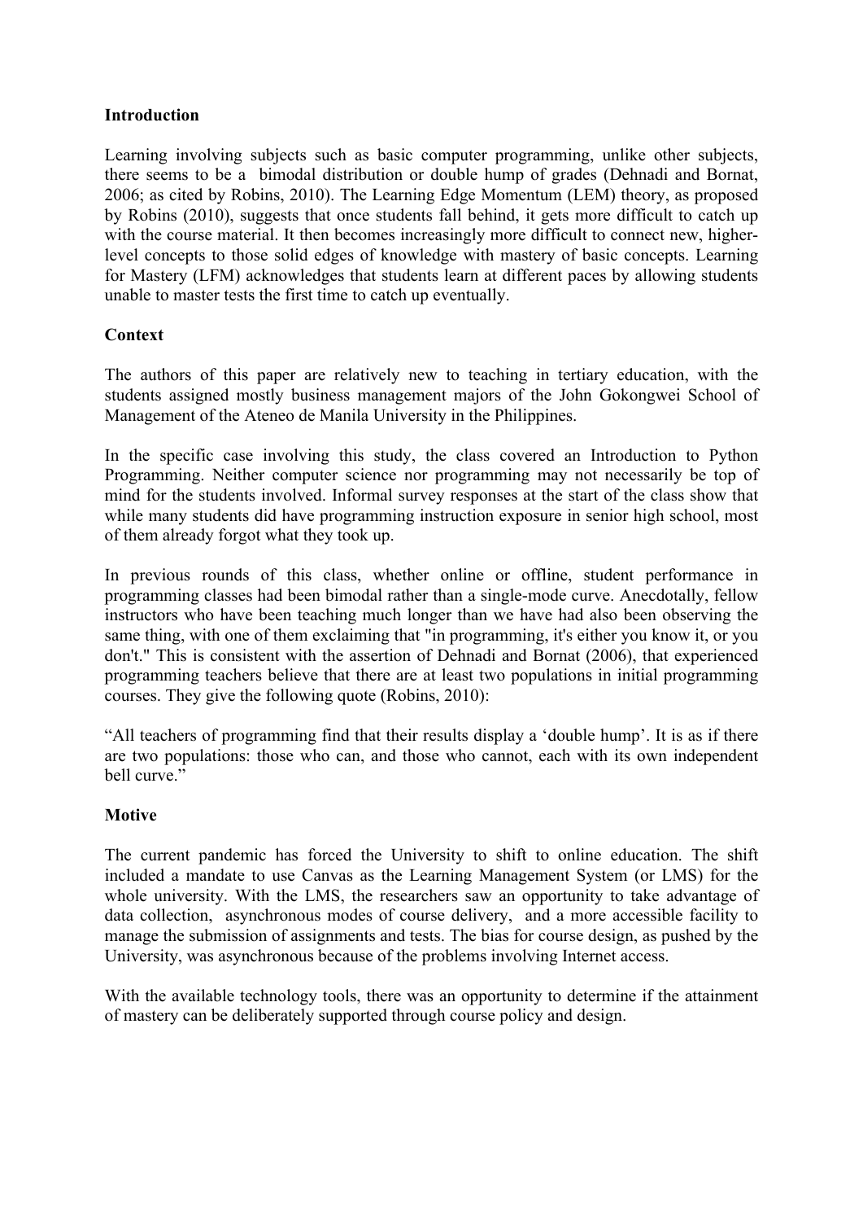**Introduction**

Learning involving subjects such as basic computer programming, unlike other subjects, there seems to be a bimodal distribution or double hump of grades (Dehnadi and Bornat, 2006; as cited by Robins, 2010). The Learning Edge Momentum (LEM) theory, as proposed by Robins (2010), suggests that once students fall behind, it gets more difficult to catch up with the course material. It then becomes increasingly more difficult to connect new, higher-level concepts to those solid edges of knowledge with mastery of basic concepts. Learning for Mastery (LFM) acknowledges that students learn at different paces by allowing students unable to master tests the first time to catch up eventually.

**Context**

The authors of this paper are relatively new to teaching in tertiary education, with the students assigned mostly business management majors of the John Gokongwei School of Management of the Ateneo de Manila University in the Philippines.

In the specific case involving this study, the class covered an Introduction to Python Programming. Neither computer science nor programming may not necessarily be top of mind for the students involved. Informal survey responses at the start of the class show that while many students did have programming instruction exposure in senior high school, most of them already forgot what they took up.

In previous rounds of this class, whether online or offline, student performance in programming classes had been bimodal rather than a single-mode curve. Anecdotally, fellow instructors who have been teaching much longer than we have had also been observing the same thing, with one of them exclaiming that "in programming, it's either you know it, or you don't." This is consistent with the assertion of Dehnadi and Bornat (2006), that experienced programming teachers believe that there are at least two populations in initial programming courses. They give the following quote (Robins, 2010):

"All teachers of programming find that their results display a 'double hump'. It is as if there are two populations: those who can, and those who cannot, each with its own independent bell curve."

**Motive**

The current pandemic has forced the University to shift to online education. The shift included a mandate to use Canvas as the Learning Management System (or LMS) for the whole university. With the LMS, the researchers saw an opportunity to take advantage of data collection, asynchronous modes of course delivery, and a more accessible facility to manage the submission of assignments and tests. The bias for course design, as pushed by the University, was asynchronous because of the problems involving Internet access.

With the available technology tools, there was an opportunity to determine if the attainment of mastery can be deliberately supported through course policy and design.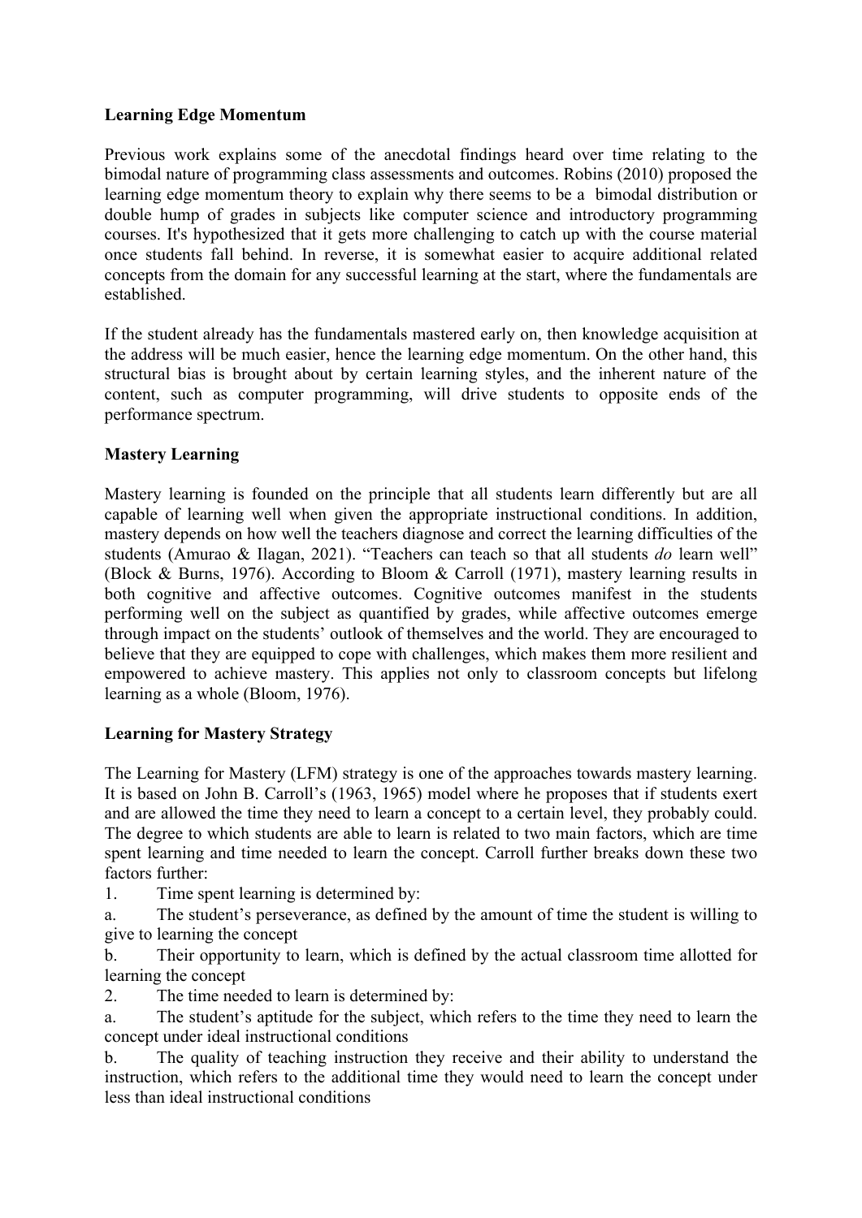**Learning Edge Momentum**

Previous work explains some of the anecdotal findings heard over time relating to the bimodal nature of programming class assessments and outcomes. Robins (2010) proposed the learning edge momentum theory to explain why there seems to be a bimodal distribution or double hump of grades in subjects like computer science and introductory programming courses. It's hypothesized that it gets more challenging to catch up with the course material once students fall behind. In reverse, it is somewhat easier to acquire additional related concepts from the domain for any successful learning at the start, where the fundamentals are established.

If the student already has the fundamentals mastered early on, then knowledge acquisition at the address will be much easier, hence the learning edge momentum. On the other hand, this structural bias is brought about by certain learning styles, and the inherent nature of the content, such as computer programming, will drive students to opposite ends of the performance spectrum.

**Mastery Learning**

Mastery learning is founded on the principle that all students learn differently but are all capable of learning well when given the appropriate instructional conditions. In addition, mastery depends on how well the teachers diagnose and correct the learning difficulties of the students (Amurao & Ilagan, 2021). "Teachers can teach so that all students *do* learn well" (Block & Burns, 1976). According to Bloom & Carroll (1971), mastery learning results in both cognitive and affective outcomes. Cognitive outcomes manifest in the students performing well on the subject as quantified by grades, while affective outcomes emerge through impact on the students' outlook of themselves and the world. They are encouraged to believe that they are equipped to cope with challenges, which makes them more resilient and empowered to achieve mastery. This applies not only to classroom concepts but lifelong learning as a whole (Bloom, 1976).

**Learning for Mastery Strategy**

The Learning for Mastery (LFM) strategy is one of the approaches towards mastery learning. It is based on John B. Carroll's (1963, 1965) model where he proposes that if students exert and are allowed the time they need to learn a concept to a certain level, they probably could. The degree to which students are able to learn is related to two main factors, which are time spent learning and time needed to learn the concept. Carroll further breaks down these two factors further:

1. Time spent learning is determined by:
   a. The student's perseverance, as defined by the amount of time the student is willing to give to learning the concept
   b. Their opportunity to learn, which is defined by the actual classroom time allotted for learning the concept
2. The time needed to learn is determined by:
   a. The student's aptitude for the subject, which refers to the time they need to learn the concept under ideal instructional conditions
   b. The quality of teaching instruction they receive and their ability to understand the instruction, which refers to the additional time they would need to learn the concept under less than ideal instructional conditions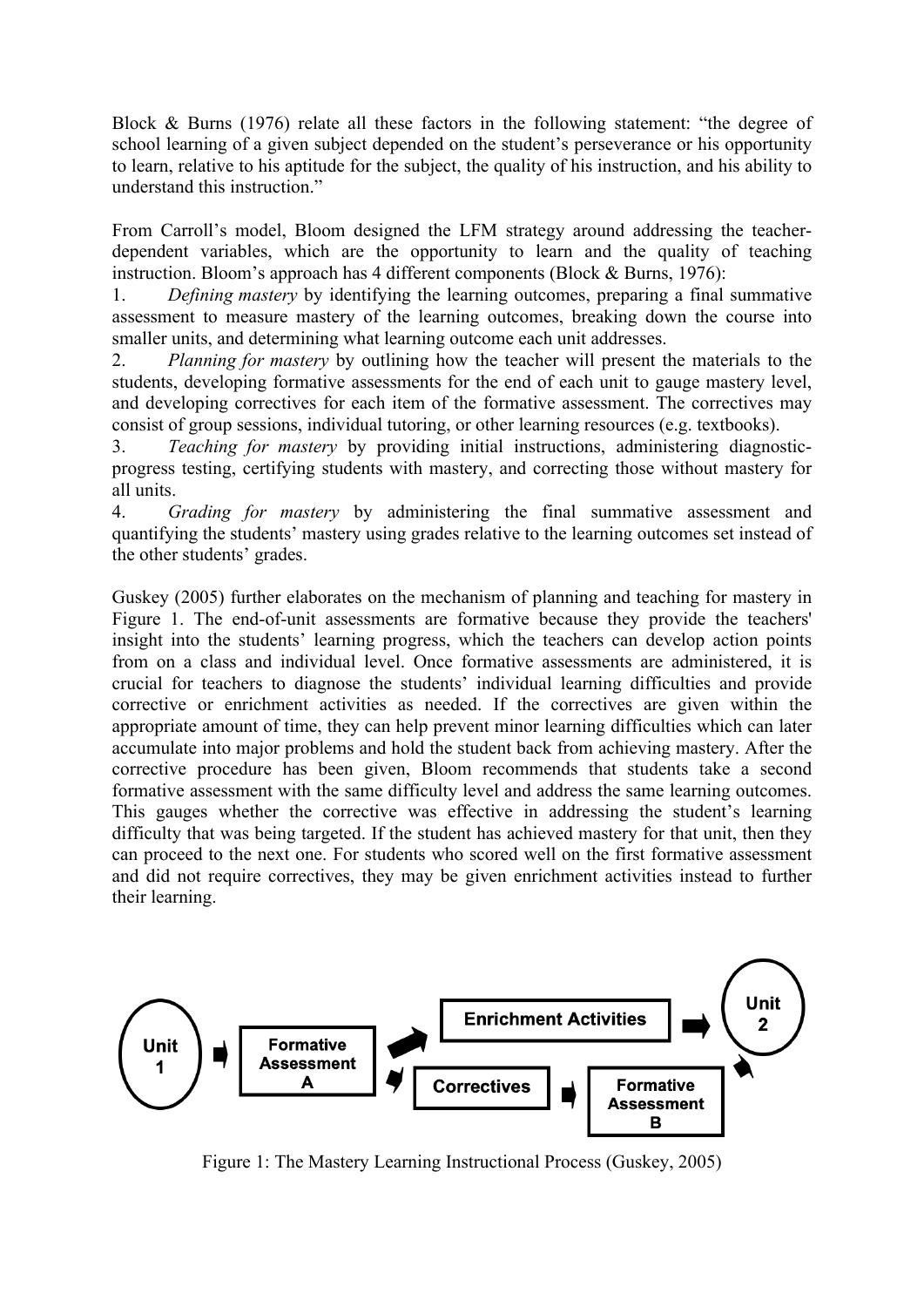Block & Burns (1976) relate all these factors in the following statement: "the degree of school learning of a given subject depended on the student's perseverance or his opportunity to learn, relative to his aptitude for the subject, the quality of his instruction, and his ability to understand this instruction."

From Carroll's model, Bloom designed the LFM strategy around addressing the teacher-dependent variables, which are the opportunity to learn and the quality of teaching instruction. Bloom's approach has 4 different components (Block & Burns, 1976):

1. *Defining mastery* by identifying the learning outcomes, preparing a final summative assessment to measure mastery of the learning outcomes, breaking down the course into smaller units, and determining what learning outcome each unit addresses.
2. *Planning for mastery* by outlining how the teacher will present the materials to the students, developing formative assessments for the end of each unit to gauge mastery level, and developing correctives for each item of the formative assessment. The correctives may consist of group sessions, individual tutoring, or other learning resources (e.g. textbooks).
3. *Teaching for mastery* by providing initial instructions, administering diagnostic-progress testing, certifying students with mastery, and correcting those without mastery for all units.
4. *Grading for mastery* by administering the final summative assessment and quantifying the students' mastery using grades relative to the learning outcomes set instead of the other students' grades.

Guskey (2005) further elaborates on the mechanism of planning and teaching for mastery in Figure 1. The end-of-unit assessments are formative because they provide the teachers' insight into the students' learning progress, which the teachers can develop action points from on a class and individual level. Once formative assessments are administered, it is crucial for teachers to diagnose the students' individual learning difficulties and provide corrective or enrichment activities as needed. If the correctives are given within the appropriate amount of time, they can help prevent minor learning difficulties which can later accumulate into major problems and hold the student back from achieving mastery. After the corrective procedure has been given, Bloom recommends that students take a second formative assessment with the same difficulty level and address the same learning outcomes. This gauges whether the corrective was effective in addressing the student's learning difficulty that was being targeted. If the student has achieved mastery for that unit, then they can proceed to the next one. For students who scored well on the first formative assessment and did not require correctives, they may be given enrichment activities instead to further their learning.

Figure 1: The Mastery Learning Instructional Process (Guskey, 2005)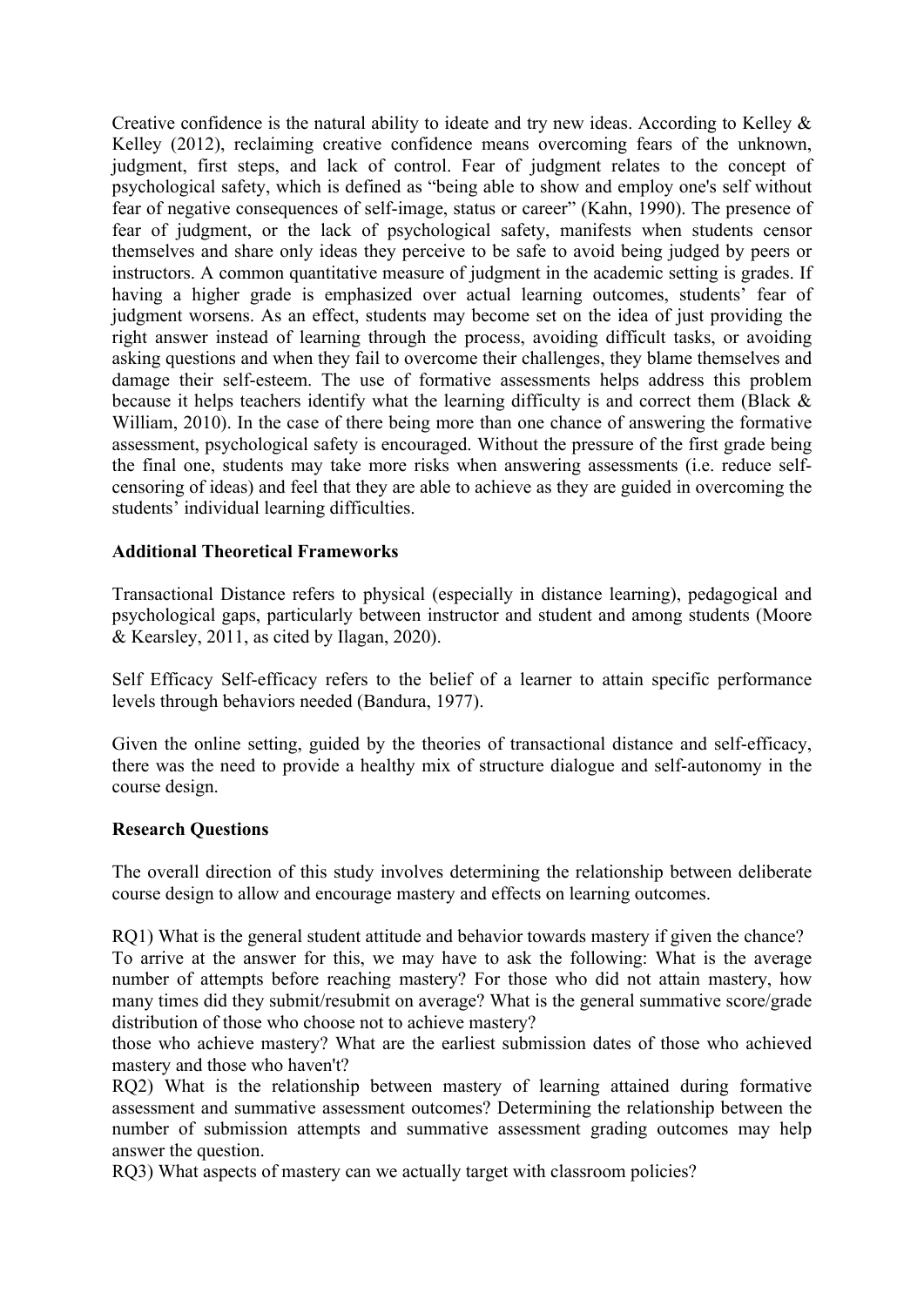Creative confidence is the natural ability to ideate and try new ideas. According to Kelley & Kelley (2012), reclaiming creative confidence means overcoming fears of the unknown, judgment, first steps, and lack of control. Fear of judgment relates to the concept of psychological safety, which is defined as "being able to show and employ one's self without fear of negative consequences of self-image, status or career" (Kahn, 1990). The presence of fear of judgment, or the lack of psychological safety, manifests when students censor themselves and share only ideas they perceive to be safe to avoid being judged by peers or instructors. A common quantitative measure of judgment in the academic setting is grades. If having a higher grade is emphasized over actual learning outcomes, students' fear of judgment worsens. As an effect, students may become set on the idea of just providing the right answer instead of learning through the process, avoiding difficult tasks, or avoiding asking questions and when they fail to overcome their challenges, they blame themselves and damage their self-esteem. The use of formative assessments helps address this problem because it helps teachers identify what the learning difficulty is and correct them (Black & William, 2010). In the case of there being more than one chance of answering the formative assessment, psychological safety is encouraged. Without the pressure of the first grade being the final one, students may take more risks when answering assessments (i.e. reduce self-censoring of ideas) and feel that they are able to achieve as they are guided in overcoming the students' individual learning difficulties.

**Additional Theoretical Frameworks**

Transactional Distance refers to physical (especially in distance learning), pedagogical and psychological gaps, particularly between instructor and student and among students (Moore & Kearsley, 2011, as cited by Ilagan, 2020).

Self Efficacy Self-efficacy refers to the belief of a learner to attain specific performance levels through behaviors needed (Bandura, 1977).

Given the online setting, guided by the theories of transactional distance and self-efficacy, there was the need to provide a healthy mix of structure dialogue and self-autonomy in the course design.

**Research Questions**

The overall direction of this study involves determining the relationship between deliberate course design to allow and encourage mastery and effects on learning outcomes.

RQ1) What is the general student attitude and behavior towards mastery if given the chance?
To arrive at the answer for this, we may have to ask the following: What is the average number of attempts before reaching mastery? For those who did not attain mastery, how many times did they submit/resubmit on average? What is the general summative score/grade distribution of those who choose not to achieve mastery?
those who achieve mastery? What are the earliest submission dates of those who achieved mastery and those who haven't?
RQ2) What is the relationship between mastery of learning attained during formative assessment and summative assessment outcomes? Determining the relationship between the number of submission attempts and summative assessment grading outcomes may help answer the question.
RQ3) What aspects of mastery can we actually target with classroom policies?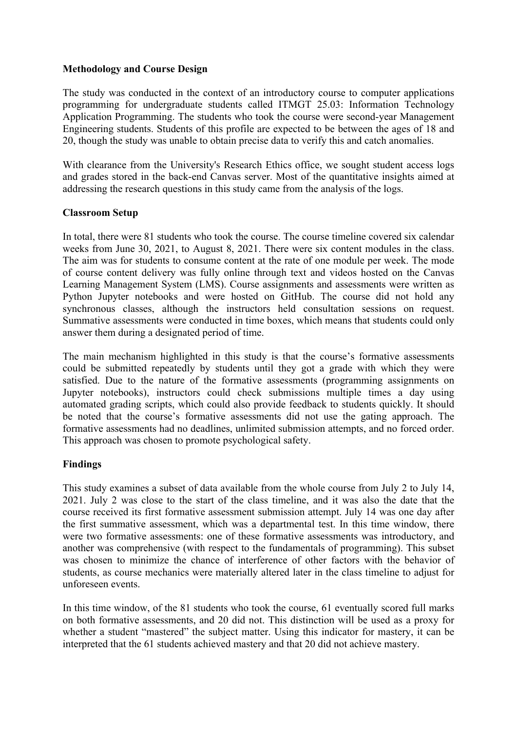**Methodology and Course Design**

The study was conducted in the context of an introductory course to computer applications programming for undergraduate students called ITMGT 25.03: Information Technology Application Programming. The students who took the course were second-year Management Engineering students. Students of this profile are expected to be between the ages of 18 and 20, though the study was unable to obtain precise data to verify this and catch anomalies.

With clearance from the University's Research Ethics office, we sought student access logs and grades stored in the back-end Canvas server. Most of the quantitative insights aimed at addressing the research questions in this study came from the analysis of the logs.

**Classroom Setup**

In total, there were 81 students who took the course. The course timeline covered six calendar weeks from June 30, 2021, to August 8, 2021. There were six content modules in the class. The aim was for students to consume content at the rate of one module per week. The mode of course content delivery was fully online through text and videos hosted on the Canvas Learning Management System (LMS). Course assignments and assessments were written as Python Jupyter notebooks and were hosted on GitHub. The course did not hold any synchronous classes, although the instructors held consultation sessions on request. Summative assessments were conducted in time boxes, which means that students could only answer them during a designated period of time.

The main mechanism highlighted in this study is that the course's formative assessments could be submitted repeatedly by students until they got a grade with which they were satisfied. Due to the nature of the formative assessments (programming assignments on Jupyter notebooks), instructors could check submissions multiple times a day using automated grading scripts, which could also provide feedback to students quickly. It should be noted that the course's formative assessments did not use the gating approach. The formative assessments had no deadlines, unlimited submission attempts, and no forced order. This approach was chosen to promote psychological safety.

**Findings**

This study examines a subset of data available from the whole course from July 2 to July 14, 2021. July 2 was close to the start of the class timeline, and it was also the date that the course received its first formative assessment submission attempt. July 14 was one day after the first summative assessment, which was a departmental test. In this time window, there were two formative assessments: one of these formative assessments was introductory, and another was comprehensive (with respect to the fundamentals of programming). This subset was chosen to minimize the chance of interference of other factors with the behavior of students, as course mechanics were materially altered later in the class timeline to adjust for unforeseen events.

In this time window, of the 81 students who took the course, 61 eventually scored full marks on both formative assessments, and 20 did not. This distinction will be used as a proxy for whether a student "mastered" the subject matter. Using this indicator for mastery, it can be interpreted that the 61 students achieved mastery and that 20 did not achieve mastery.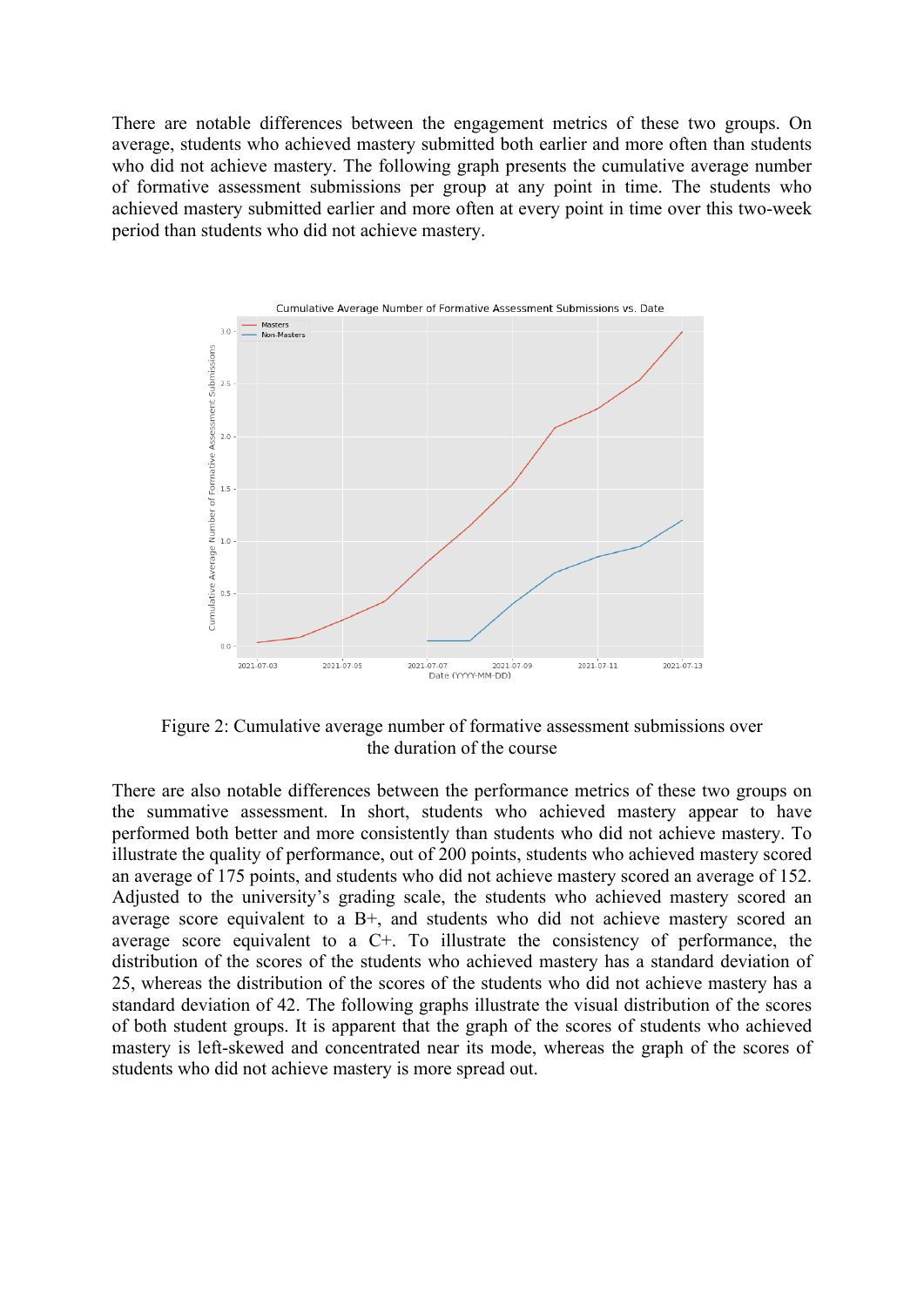There are notable differences between the engagement metrics of these two groups. On average, students who achieved mastery submitted both earlier and more often than students who did not achieve mastery. The following graph presents the cumulative average number of formative assessment submissions per group at any point in time. The students who achieved mastery submitted earlier and more often at every point in time over this two-week period than students who did not achieve mastery.

Figure 2: Cumulative average number of formative assessment submissions over the duration of the course

There are also notable differences between the performance metrics of these two groups on the summative assessment. In short, students who achieved mastery appear to have performed both better and more consistently than students who did not achieve mastery. To illustrate the quality of performance, out of 200 points, students who achieved mastery scored an average of 175 points, and students who did not achieve mastery scored an average of 152. Adjusted to the university's grading scale, the students who achieved mastery scored an average score equivalent to a B+, and students who did not achieve mastery scored an average score equivalent to a C+. To illustrate the consistency of performance, the distribution of the scores of the students who achieved mastery has a standard deviation of 25, whereas the distribution of the scores of the students who did not achieve mastery has a standard deviation of 42. The following graphs illustrate the visual distribution of the scores of both student groups. It is apparent that the graph of the scores of students who achieved mastery is left-skewed and concentrated near its mode, whereas the graph of the scores of students who did not achieve mastery is more spread out.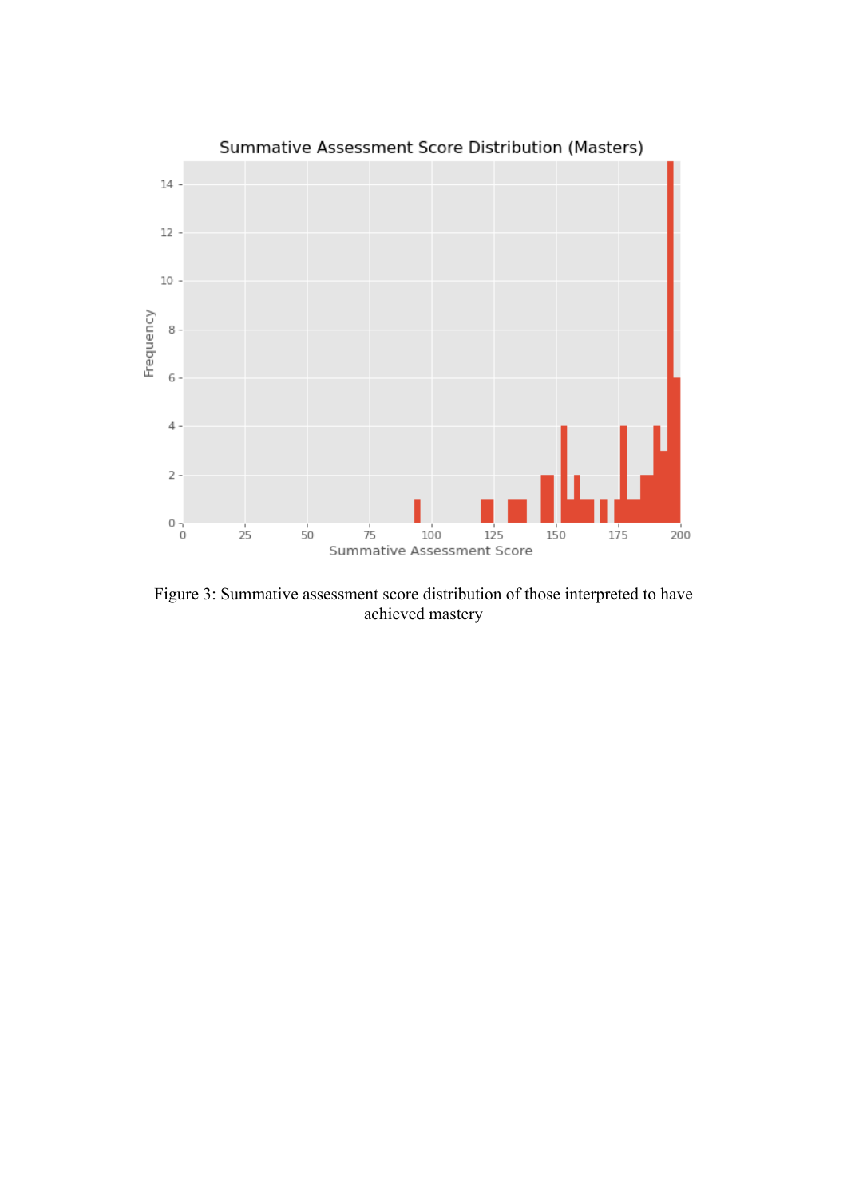Figure 3: Summative assessment score distribution of those interpreted to have achieved mastery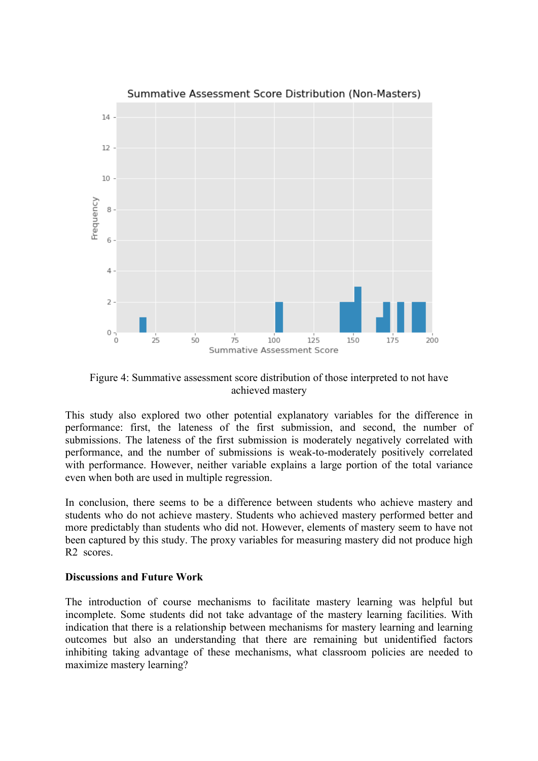Figure 4: Summative assessment score distribution of those interpreted to not have achieved mastery

This study also explored two other potential explanatory variables for the difference in performance: first, the lateness of the first submission, and second, the number of submissions. The lateness of the first submission is moderately negatively correlated with performance, and the number of submissions is weak-to-moderately positively correlated with performance. However, neither variable explains a large portion of the total variance even when both are used in multiple regression.

In conclusion, there seems to be a difference between students who achieve mastery and students who do not achieve mastery. Students who achieved mastery performed better and more predictably than students who did not. However, elements of mastery seem to have not been captured by this study. The proxy variables for measuring mastery did not produce high R2 scores.

**Discussions and Future Work**

The introduction of course mechanisms to facilitate mastery learning was helpful but incomplete. Some students did not take advantage of the mastery learning facilities. With indication that there is a relationship between mechanisms for mastery learning and learning outcomes but also an understanding that there are remaining but unidentified factors inhibiting taking advantage of these mechanisms, what classroom policies are needed to maximize mastery learning?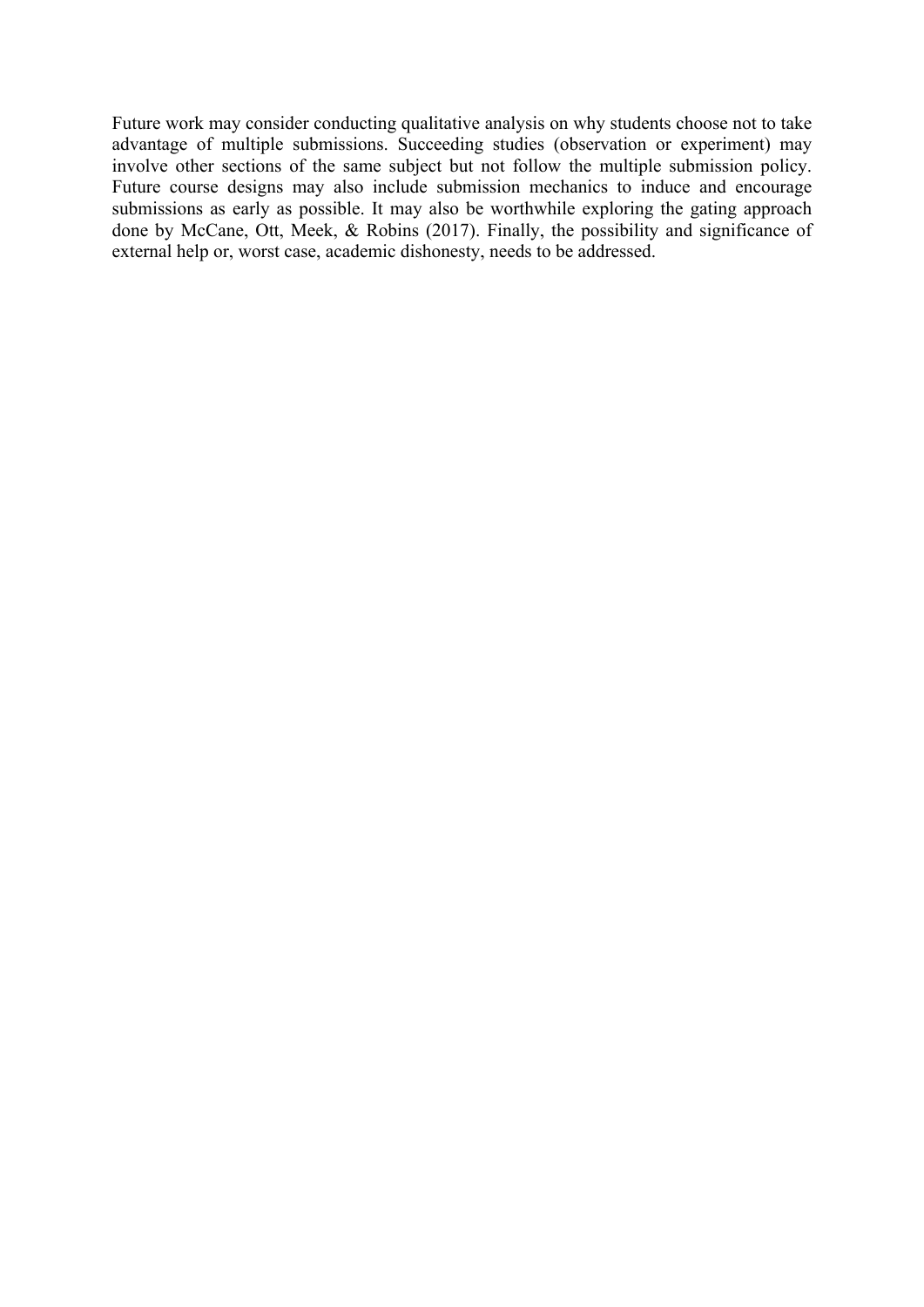Future work may consider conducting qualitative analysis on why students choose not to take advantage of multiple submissions. Succeeding studies (observation or experiment) may involve other sections of the same subject but not follow the multiple submission policy. Future course designs may also include submission mechanics to induce and encourage submissions as early as possible. It may also be worthwhile exploring the gating approach done by McCane, Ott, Meek, & Robins (2017). Finally, the possibility and significance of external help or, worst case, academic dishonesty, needs to be addressed.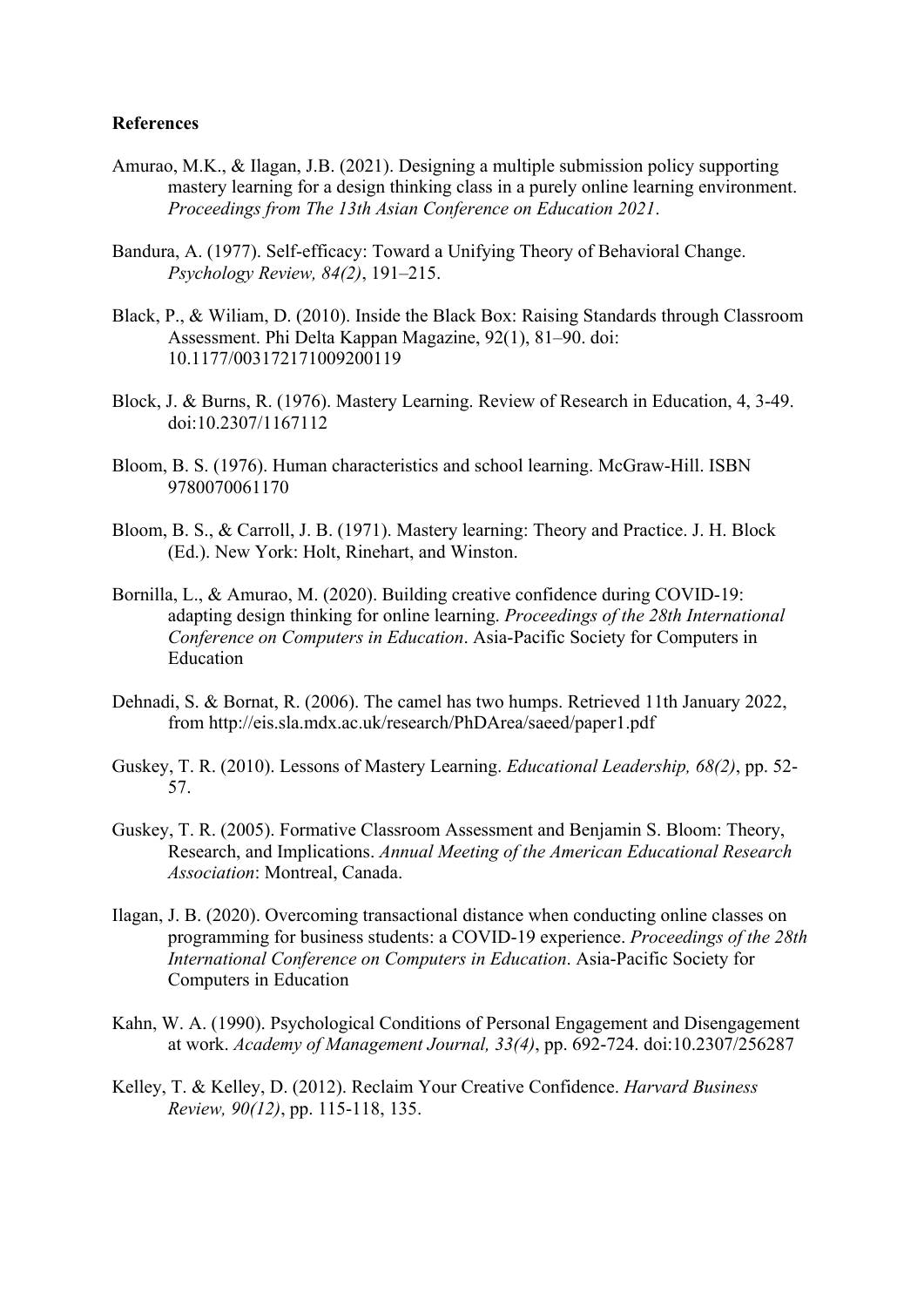**References**

Amurao, M.K., & Ilagan, J.B. (2021). Designing a multiple submission policy supporting mastery learning for a design thinking class in a purely online learning environment. *Proceedings from The 13th Asian Conference on Education 2021*.

Bandura, A. (1977). Self-efficacy: Toward a Unifying Theory of Behavioral Change. *Psychology Review, 84(2)*, 191–215.

Black, P., & Wiliam, D. (2010). Inside the Black Box: Raising Standards through Classroom Assessment. Phi Delta Kappan Magazine, 92(1), 81–90. doi: 10.1177/003172171009200119

Block, J. & Burns, R. (1976). Mastery Learning. Review of Research in Education, 4, 3-49. doi:10.2307/1167112

Bloom, B. S. (1976). Human characteristics and school learning. McGraw-Hill. ISBN 9780070061170

Bloom, B. S., & Carroll, J. B. (1971). Mastery learning: Theory and Practice. J. H. Block (Ed.). New York: Holt, Rinehart, and Winston.

Bornilla, L., & Amurao, M. (2020). Building creative confidence during COVID-19: adapting design thinking for online learning. *Proceedings of the 28th International Conference on Computers in Education*. Asia-Pacific Society for Computers in Education

Dehnadi, S. & Bornat, R. (2006). The camel has two humps. Retrieved 11th January 2022, from http://eis.sla.mdx.ac.uk/research/PhDArea/saeed/paper1.pdf

Guskey, T. R. (2010). Lessons of Mastery Learning. *Educational Leadership, 68(2)*, pp. 52-57.

Guskey, T. R. (2005). Formative Classroom Assessment and Benjamin S. Bloom: Theory, Research, and Implications. *Annual Meeting of the American Educational Research Association*: Montreal, Canada.

Ilagan, J. B. (2020). Overcoming transactional distance when conducting online classes on programming for business students: a COVID-19 experience. *Proceedings of the 28th International Conference on Computers in Education*. Asia-Pacific Society for Computers in Education

Kahn, W. A. (1990). Psychological Conditions of Personal Engagement and Disengagement at work. *Academy of Management Journal, 33(4)*, pp. 692-724. doi:10.2307/256287

Kelley, T. & Kelley, D. (2012). Reclaim Your Creative Confidence. *Harvard Business Review, 90(12)*, pp. 115-118, 135.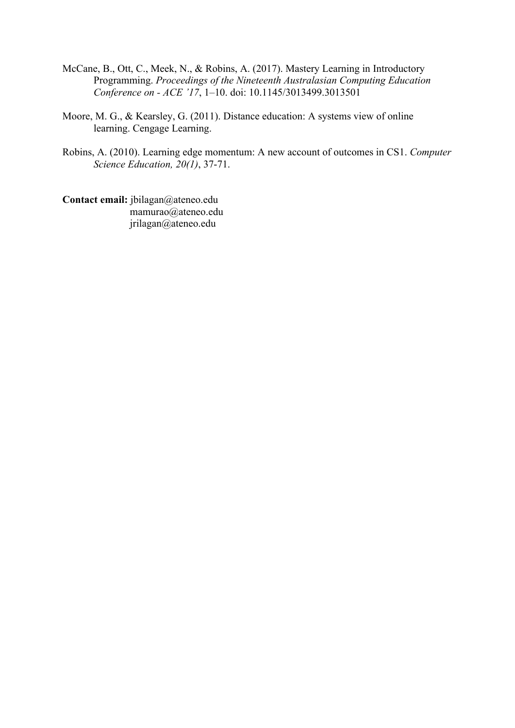McCane, B., Ott, C., Meek, N., & Robins, A. (2017). Mastery Learning in Introductory Programming. *Proceedings of the Nineteenth Australasian Computing Education Conference on - ACE '17*, 1–10. doi: 10.1145/3013499.3013501

Moore, M. G., & Kearsley, G. (2011). Distance education: A systems view of online learning. Cengage Learning.

Robins, A. (2010). Learning edge momentum: A new account of outcomes in CS1. *Computer Science Education, 20(1)*, 37-71.

**Contact email:** jbilagan@ateneo.edu
mamurao@ateneo.edu
jrilagan@ateneo.edu